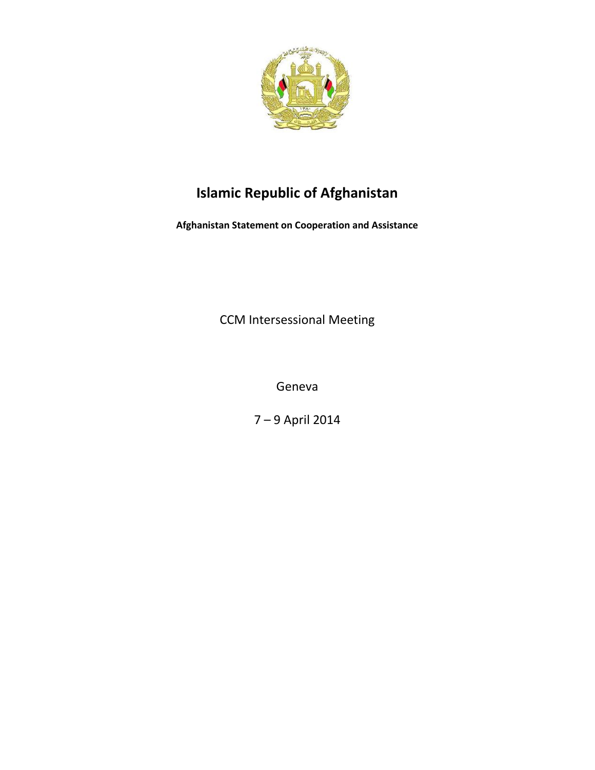# Islamic Republic of Afghanistan

**Afghanistan Statement on Cooperation and Assistance**

CCM Intersessional Meeting

Geneva

7 – 9 April 2014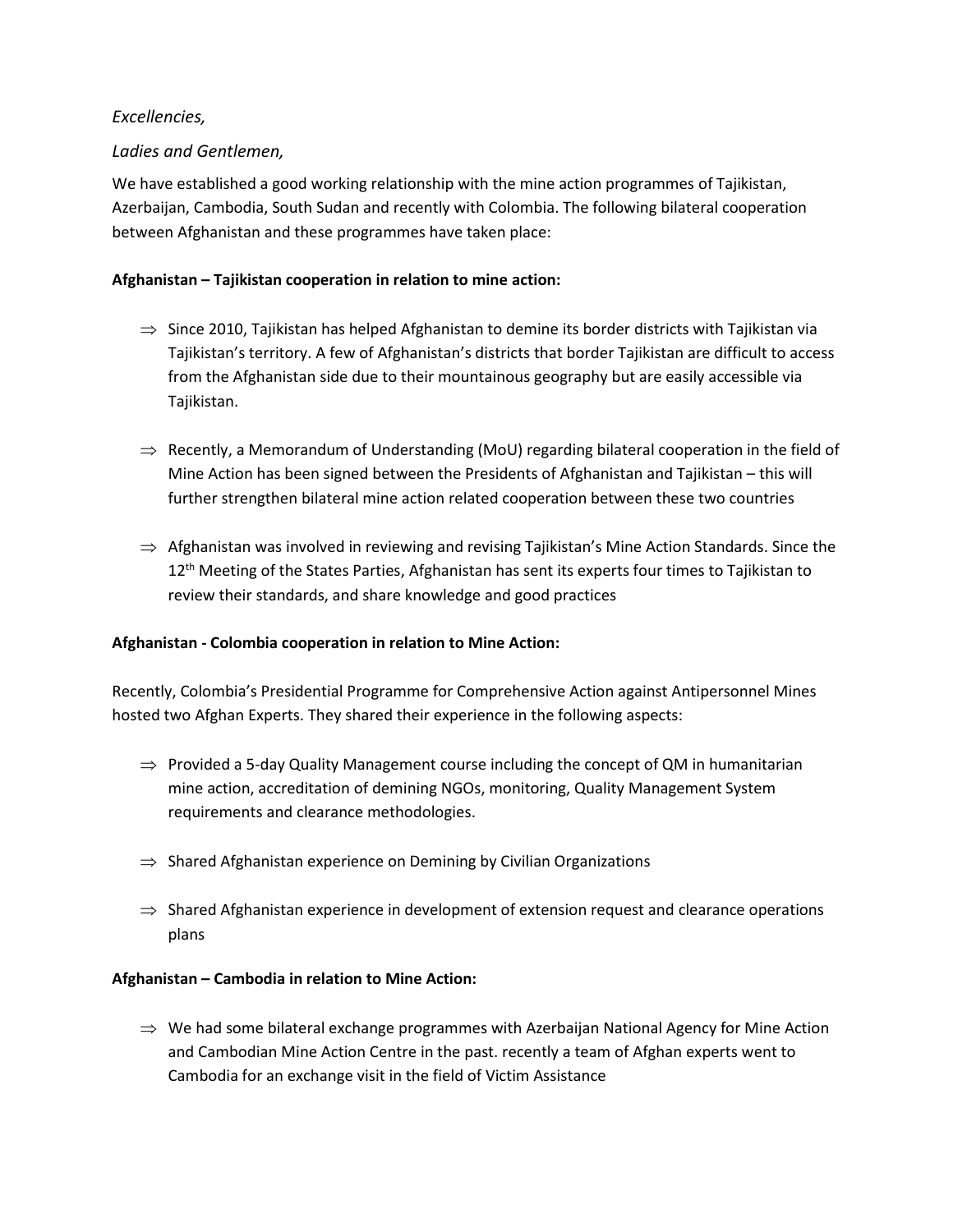*Excellencies,*

*Ladies and Gentlemen,*

We have established a good working relationship with the mine action programmes of Tajikistan, Azerbaijan, Cambodia, South Sudan and recently with Colombia. The following bilateral cooperation between Afghanistan and these programmes have taken place:

**Afghanistan – Tajikistan cooperation in relation to mine action:**

- ⇒ Since 2010, Tajikistan has helped Afghanistan to demine its border districts with Tajikistan via Tajikistan's territory. A few of Afghanistan's districts that border Tajikistan are difficult to access from the Afghanistan side due to their mountainous geography but are easily accessible via Tajikistan.
- ⇒ Recently, a Memorandum of Understanding (MoU) regarding bilateral cooperation in the field of Mine Action has been signed between the Presidents of Afghanistan and Tajikistan – this will further strengthen bilateral mine action related cooperation between these two countries
- ⇒ Afghanistan was involved in reviewing and revising Tajikistan's Mine Action Standards. Since the 12th Meeting of the States Parties, Afghanistan has sent its experts four times to Tajikistan to review their standards, and share knowledge and good practices

**Afghanistan - Colombia cooperation in relation to Mine Action:**

Recently, Colombia's Presidential Programme for Comprehensive Action against Antipersonnel Mines hosted two Afghan Experts. They shared their experience in the following aspects:

- ⇒ Provided a 5-day Quality Management course including the concept of QM in humanitarian mine action, accreditation of demining NGOs, monitoring, Quality Management System requirements and clearance methodologies.
- ⇒ Shared Afghanistan experience on Demining by Civilian Organizations
- ⇒ Shared Afghanistan experience in development of extension request and clearance operations plans

**Afghanistan – Cambodia in relation to Mine Action:**

- ⇒ We had some bilateral exchange programmes with Azerbaijan National Agency for Mine Action and Cambodian Mine Action Centre in the past. recently a team of Afghan experts went to Cambodia for an exchange visit in the field of Victim Assistance